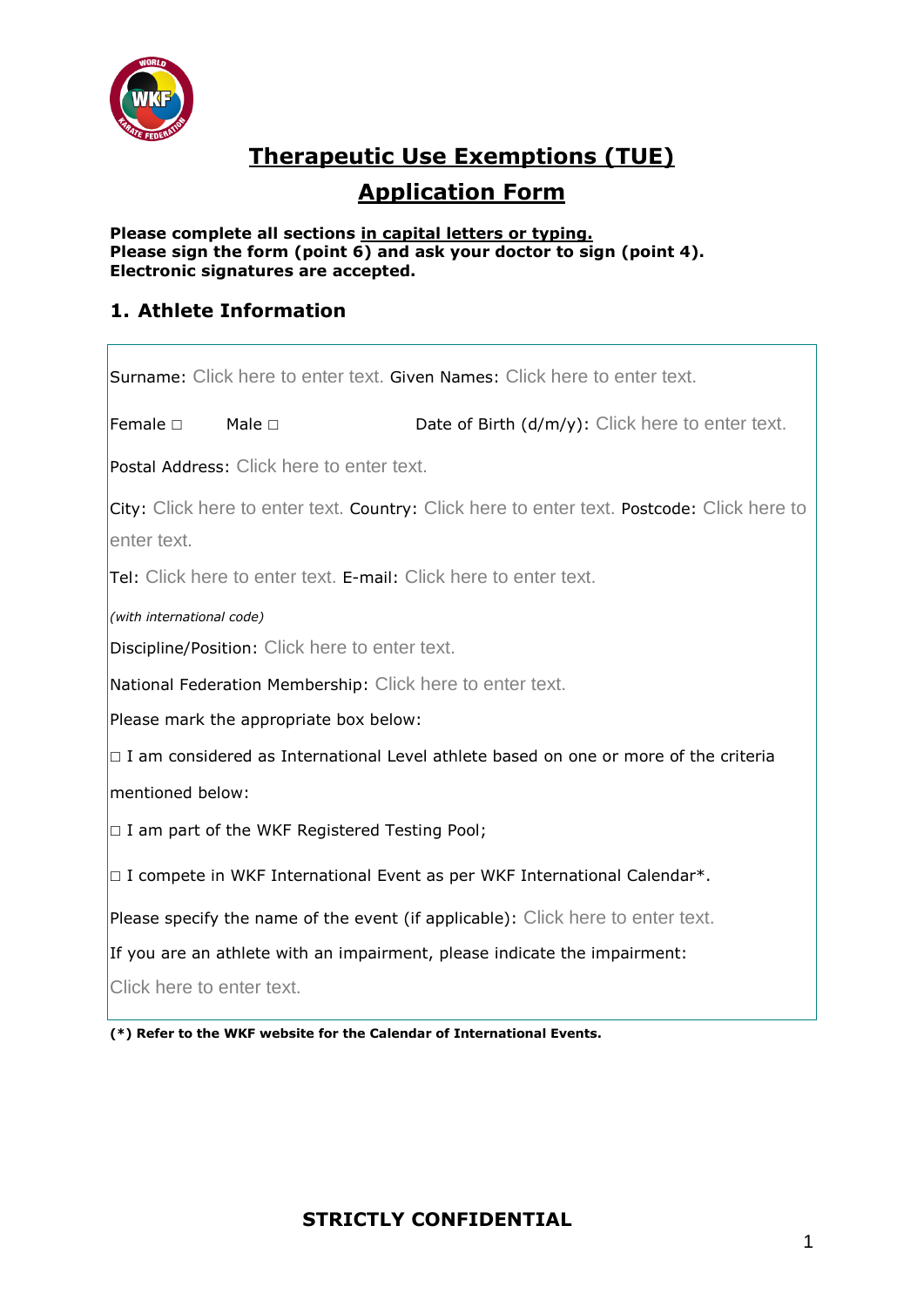# Therapeutic Use Exemptions (TUE)

# Application Form

**Please complete all sections in capital letters or typing.**
**Please sign the form (point 6) and ask your doctor to sign (point 4).**
**Electronic signatures are accepted.**

## 1. Athlete Information

Surname: Click here to enter text. Given Names: Click here to enter text.

Female □ Male □ Date of Birth (d/m/y): Click here to enter text.

Postal Address: Click here to enter text.

City: Click here to enter text. Country: Click here to enter text. Postcode: Click here to enter text.

Tel: Click here to enter text. E-mail: Click here to enter text.

*(with international code)*

Discipline/Position: Click here to enter text.

National Federation Membership: Click here to enter text.

Please mark the appropriate box below:

□ I am considered as International Level athlete based on one or more of the criteria mentioned below:

□ I am part of the WKF Registered Testing Pool;

□ I compete in WKF International Event as per WKF International Calendar*.

Please specify the name of the event (if applicable): Click here to enter text.

If you are an athlete with an impairment, please indicate the impairment:

Click here to enter text.

**(*) Refer to the WKF website for the Calendar of International Events.**

**STRICTLY CONFIDENTIAL**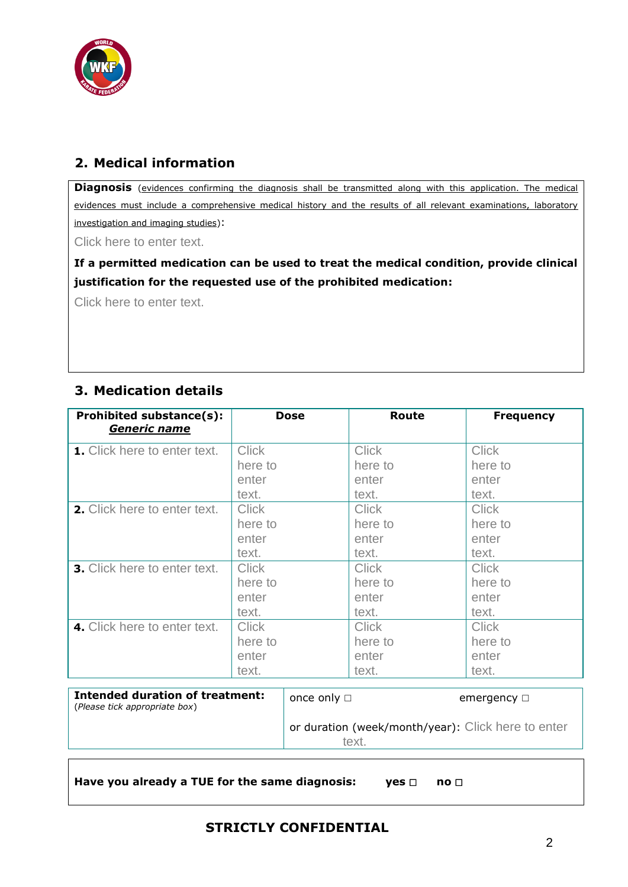## 2. Medical information

**Diagnosis** (evidences confirming the diagnosis shall be transmitted along with this application. The medical evidences must include a comprehensive medical history and the results of all relevant examinations, laboratory investigation and imaging studies):

Click here to enter text.

**If a permitted medication can be used to treat the medical condition, provide clinical justification for the requested use of the prohibited medication:**

Click here to enter text.

## 3. Medication details

| **Prohibited substance(s): *Generic name*** | **Dose** | **Route** | **Frequency** |
|---|---|---|---|
| **1.** Click here to enter text. | Click here to enter text. | Click here to enter text. | Click here to enter text. |
| **2.** Click here to enter text. | Click here to enter text. | Click here to enter text. | Click here to enter text. |
| **3.** Click here to enter text. | Click here to enter text. | Click here to enter text. | Click here to enter text. |
| **4.** Click here to enter text. | Click here to enter text. | Click here to enter text. | Click here to enter text. |

| **Intended duration of treatment:** (*Please tick appropriate box*) | once only □ emergency □<br>or duration (week/month/year): Click here to enter text. |
|---|---|

**Have you already a TUE for the same diagnosis:** **yes □** **no □**

**STRICTLY CONFIDENTIAL**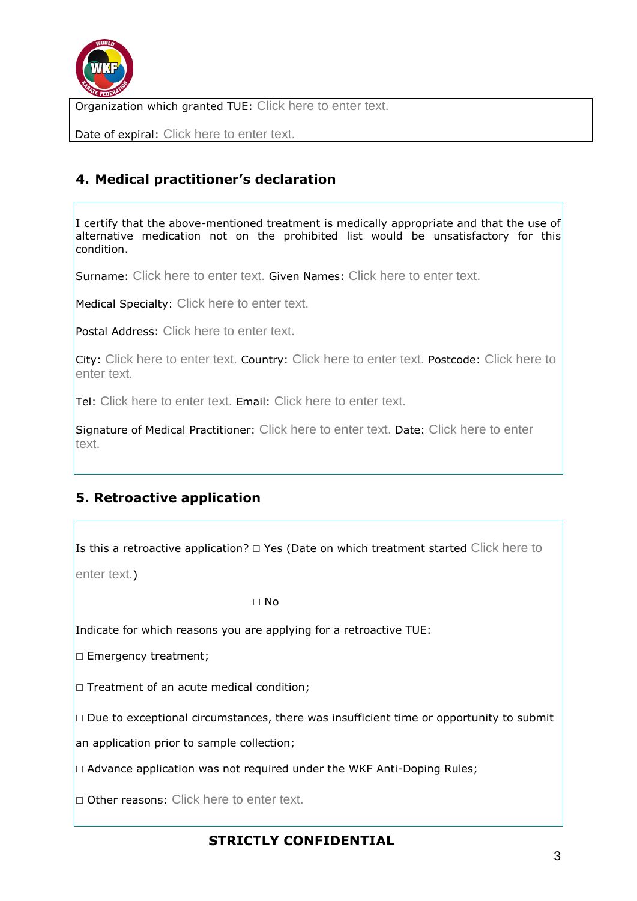Organization which granted TUE: Click here to enter text.

Date of expiral: Click here to enter text.

## 4. Medical practitioner's declaration

I certify that the above-mentioned treatment is medically appropriate and that the use of alternative medication not on the prohibited list would be unsatisfactory for this condition.

Surname: Click here to enter text. Given Names: Click here to enter text.

Medical Specialty: Click here to enter text.

Postal Address: Click here to enter text.

City: Click here to enter text. Country: Click here to enter text. Postcode: Click here to enter text.

Tel: Click here to enter text. Email: Click here to enter text.

Signature of Medical Practitioner: Click here to enter text. Date: Click here to enter text.

## 5. Retroactive application

Is this a retroactive application? □ Yes (Date on which treatment started Click here to enter text.)

□ No

Indicate for which reasons you are applying for a retroactive TUE:

□ Emergency treatment;

□ Treatment of an acute medical condition;

□ Due to exceptional circumstances, there was insufficient time or opportunity to submit an application prior to sample collection;

□ Advance application was not required under the WKF Anti-Doping Rules;

□ Other reasons: Click here to enter text.

**STRICTLY CONFIDENTIAL**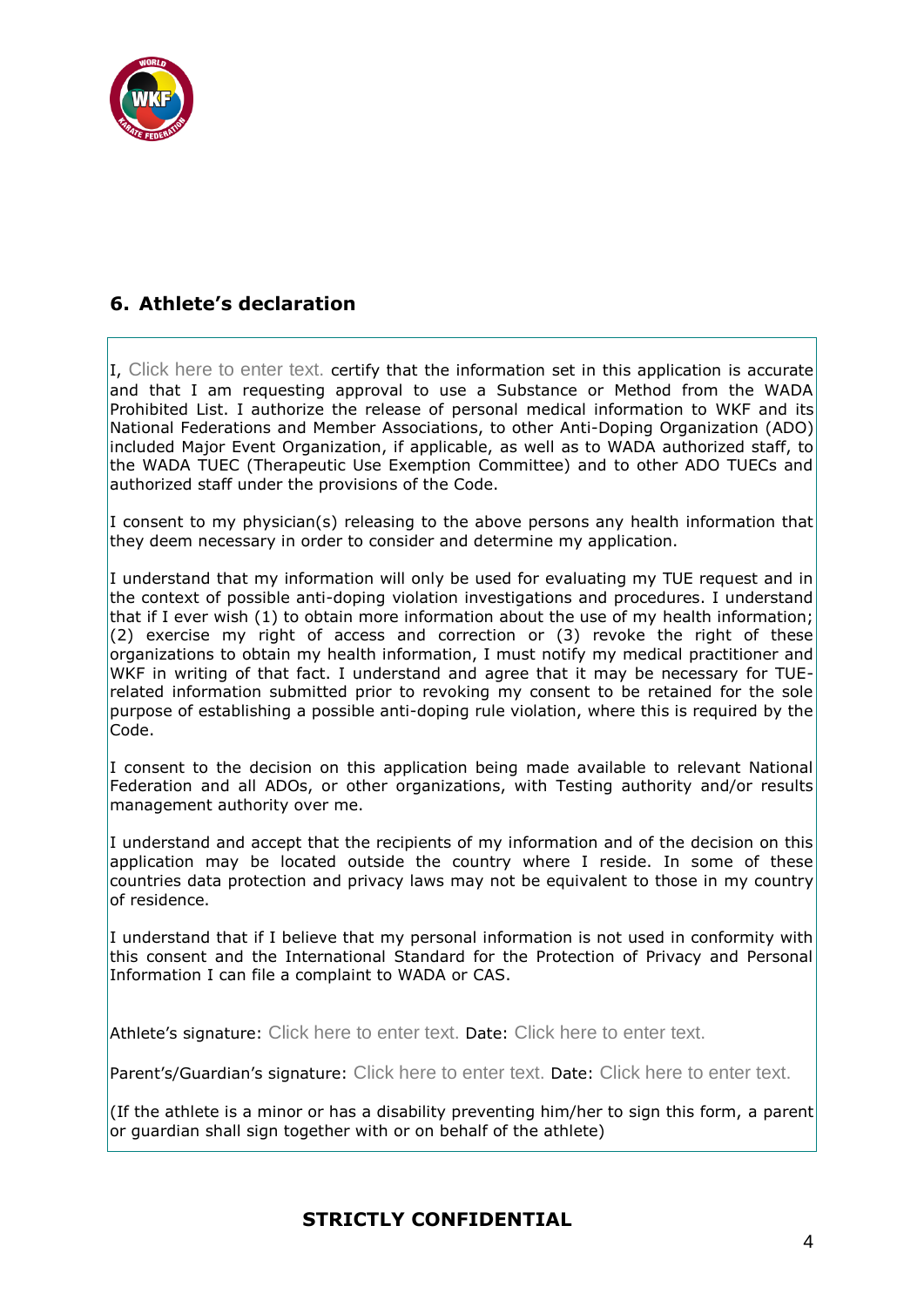## 6. Athlete's declaration

I, Click here to enter text. certify that the information set in this application is accurate and that I am requesting approval to use a Substance or Method from the WADA Prohibited List. I authorize the release of personal medical information to WKF and its National Federations and Member Associations, to other Anti-Doping Organization (ADO) included Major Event Organization, if applicable, as well as to WADA authorized staff, to the WADA TUEC (Therapeutic Use Exemption Committee) and to other ADO TUECs and authorized staff under the provisions of the Code.

I consent to my physician(s) releasing to the above persons any health information that they deem necessary in order to consider and determine my application.

I understand that my information will only be used for evaluating my TUE request and in the context of possible anti-doping violation investigations and procedures. I understand that if I ever wish (1) to obtain more information about the use of my health information; (2) exercise my right of access and correction or (3) revoke the right of these organizations to obtain my health information, I must notify my medical practitioner and WKF in writing of that fact. I understand and agree that it may be necessary for TUE-related information submitted prior to revoking my consent to be retained for the sole purpose of establishing a possible anti-doping rule violation, where this is required by the Code.

I consent to the decision on this application being made available to relevant National Federation and all ADOs, or other organizations, with Testing authority and/or results management authority over me.

I understand and accept that the recipients of my information and of the decision on this application may be located outside the country where I reside. In some of these countries data protection and privacy laws may not be equivalent to those in my country of residence.

I understand that if I believe that my personal information is not used in conformity with this consent and the International Standard for the Protection of Privacy and Personal Information I can file a complaint to WADA or CAS.

Athlete's signature: Click here to enter text. Date: Click here to enter text.

Parent's/Guardian's signature: Click here to enter text. Date: Click here to enter text.

(If the athlete is a minor or has a disability preventing him/her to sign this form, a parent or guardian shall sign together with or on behalf of the athlete)

**STRICTLY CONFIDENTIAL**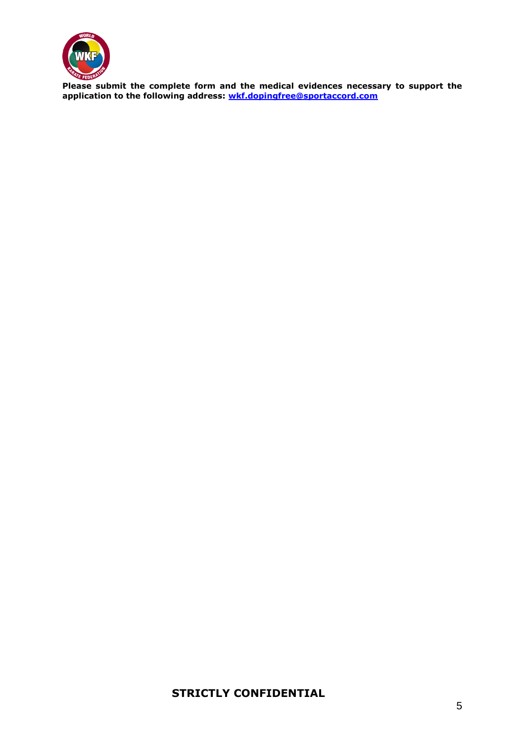**Please submit the complete form and the medical evidences necessary to support the application to the following address: [wkf.dopingfree@sportaccord.com](mailto:wkf.dopingfree@sportaccord.com)**

**STRICTLY CONFIDENTIAL**